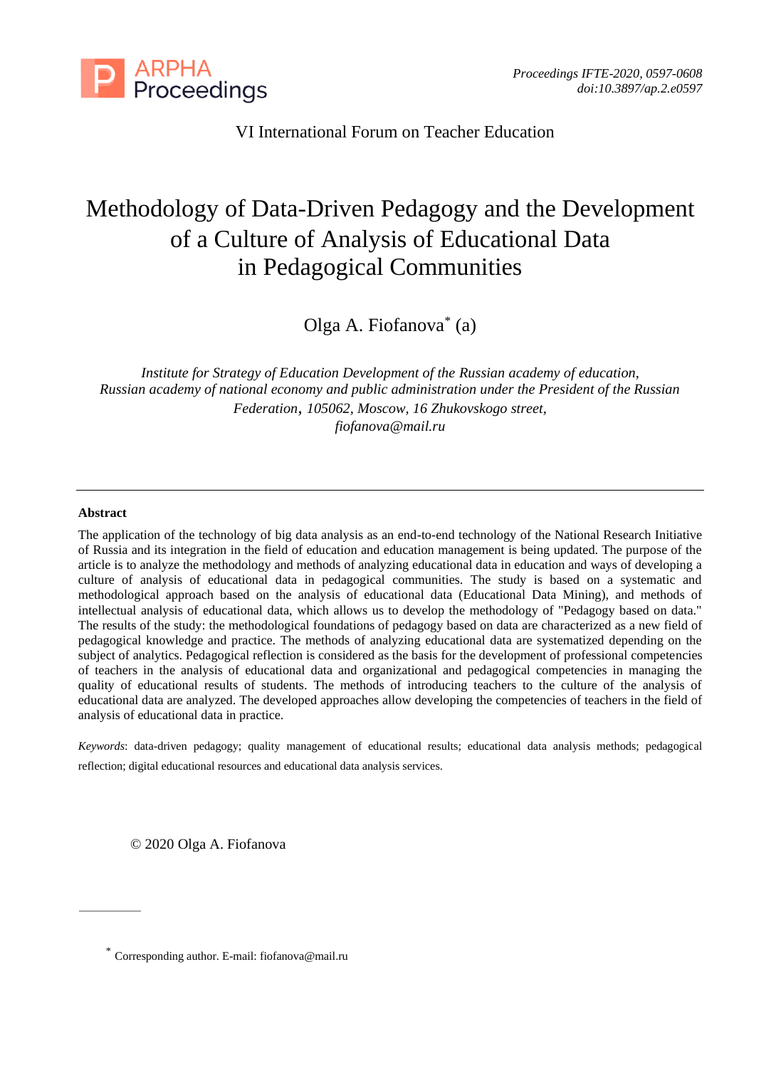VI International Forum on Teacher Education

# Methodology of Data-Driven Pedagogy and the Development of a Culture of Analysis of Educational Data in Pedagogical Communities

Olga A. Fiofanova* (a)

*Institute for Strategy of Education Development of the Russian academy of education, Russian academy of national economy and public administration under the President of the Russian Federation, 105062, Moscow, 16 Zhukovskogo street, fiofanova@mail.ru*

---

**Abstract**

The application of the technology of big data analysis as an end-to-end technology of the National Research Initiative of Russia and its integration in the field of education and education management is being updated. The purpose of the article is to analyze the methodology and methods of analyzing educational data in education and ways of developing a culture of analysis of educational data in pedagogical communities. The study is based on a systematic and methodological approach based on the analysis of educational data (Educational Data Mining), and methods of intellectual analysis of educational data, which allows us to develop the methodology of "Pedagogy based on data." The results of the study: the methodological foundations of pedagogy based on data are characterized as a new field of pedagogical knowledge and practice. The methods of analyzing educational data are systematized depending on the subject of analytics. Pedagogical reflection is considered as the basis for the development of professional competencies of teachers in the analysis of educational data and organizational and pedagogical competencies in managing the quality of educational results of students. The methods of introducing teachers to the culture of the analysis of educational data are analyzed. The developed approaches allow developing the competencies of teachers in the field of analysis of educational data in practice.

*Keywords*: data-driven pedagogy; quality management of educational results; educational data analysis methods; pedagogical reflection; digital educational resources and educational data analysis services.

© 2020 Olga A. Fiofanova

---

* Corresponding author. E-mail: fiofanova@mail.ru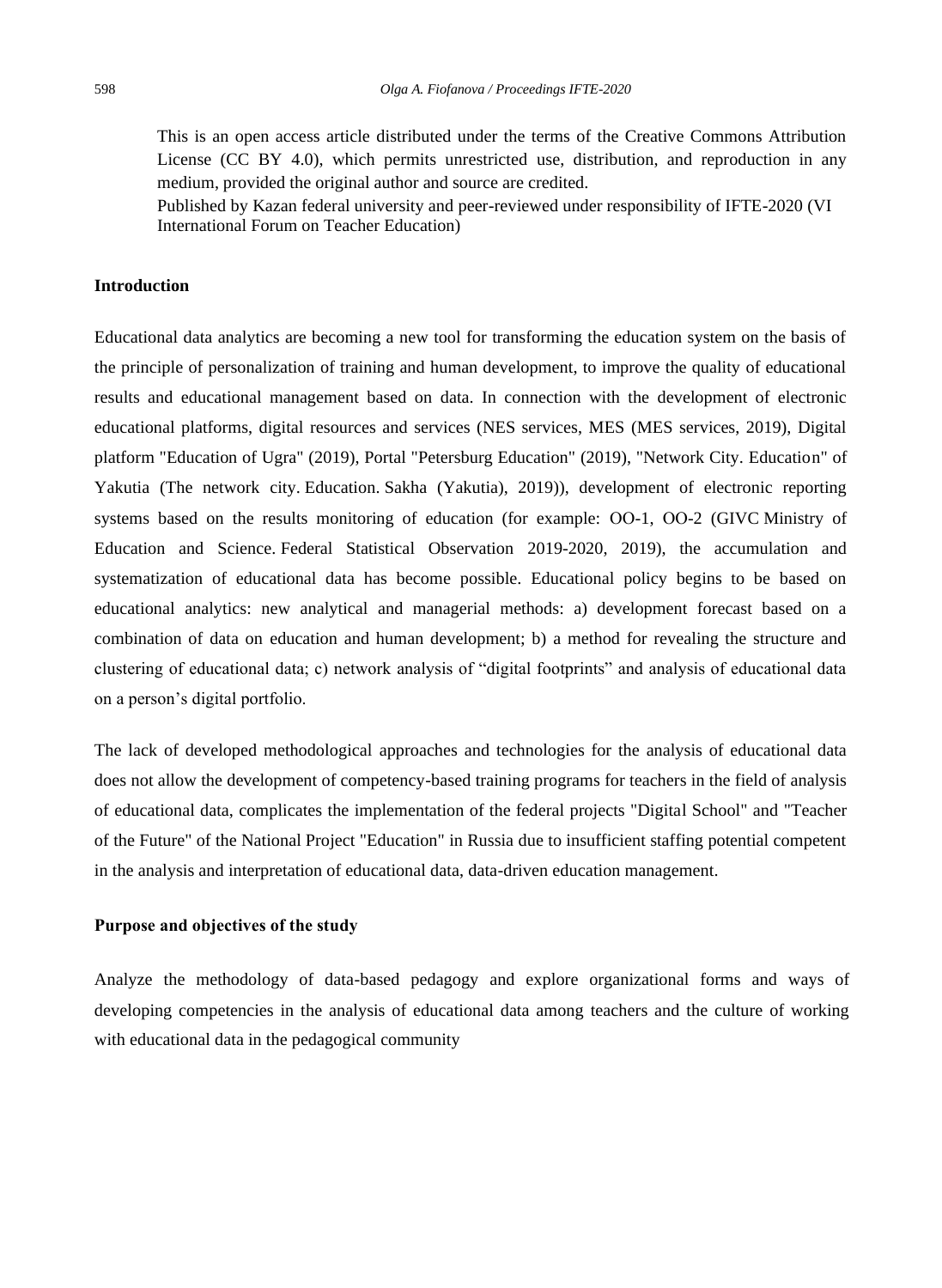This is an open access article distributed under the terms of the Creative Commons Attribution License (CC BY 4.0), which permits unrestricted use, distribution, and reproduction in any medium, provided the original author and source are credited.
Published by Kazan federal university and peer-reviewed under responsibility of IFTE-2020 (VI International Forum on Teacher Education)

## Introduction

Educational data analytics are becoming a new tool for transforming the education system on the basis of the principle of personalization of training and human development, to improve the quality of educational results and educational management based on data. In connection with the development of electronic educational platforms, digital resources and services (NES services, MES (MES services, 2019), Digital platform "Education of Ugra" (2019), Portal "Petersburg Education" (2019), "Network City. Education" of Yakutia (The network city. Education. Sakha (Yakutia), 2019)), development of electronic reporting systems based on the results monitoring of education (for example: OO-1, OO-2 (GIVC Ministry of Education and Science. Federal Statistical Observation 2019-2020, 2019), the accumulation and systematization of educational data has become possible. Educational policy begins to be based on educational analytics: new analytical and managerial methods: a) development forecast based on a combination of data on education and human development; b) a method for revealing the structure and clustering of educational data; c) network analysis of "digital footprints" and analysis of educational data on a person's digital portfolio.

The lack of developed methodological approaches and technologies for the analysis of educational data does not allow the development of competency-based training programs for teachers in the field of analysis of educational data, complicates the implementation of the federal projects "Digital School" and "Teacher of the Future" of the National Project "Education" in Russia due to insufficient staffing potential competent in the analysis and interpretation of educational data, data-driven education management.

## Purpose and objectives of the study

Analyze the methodology of data-based pedagogy and explore organizational forms and ways of developing competencies in the analysis of educational data among teachers and the culture of working with educational data in the pedagogical community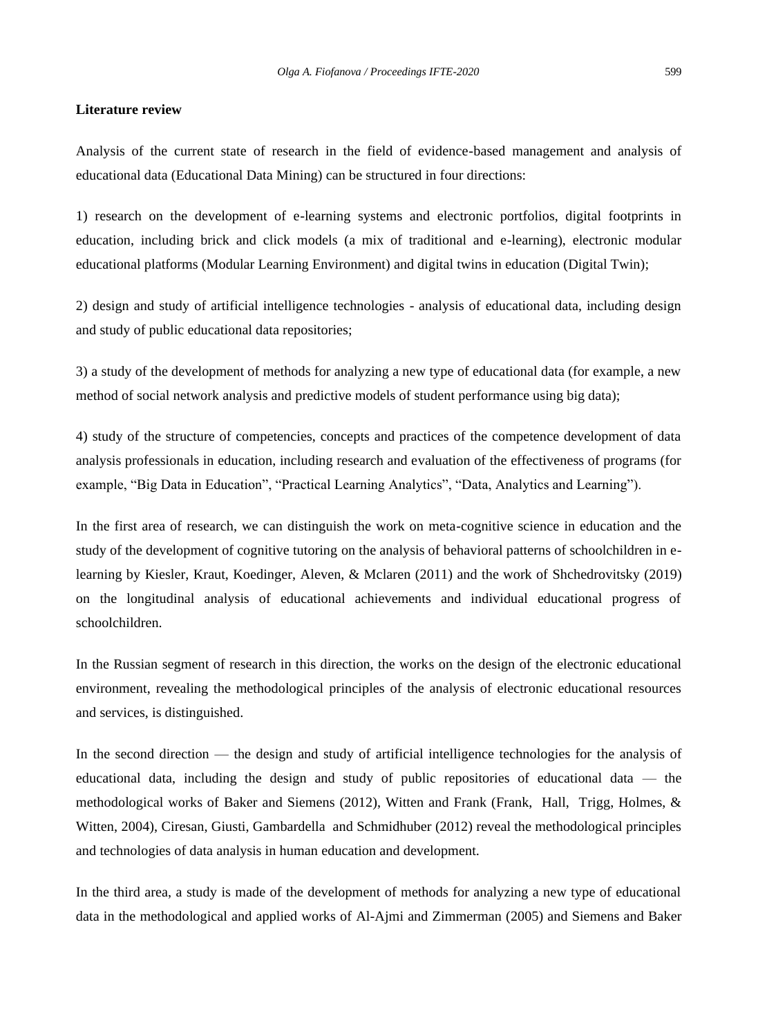**Literature review**

Analysis of the current state of research in the field of evidence-based management and analysis of educational data (Educational Data Mining) can be structured in four directions:

1) research on the development of e-learning systems and electronic portfolios, digital footprints in education, including brick and click models (a mix of traditional and e-learning), electronic modular educational platforms (Modular Learning Environment) and digital twins in education (Digital Twin);

2) design and study of artificial intelligence technologies - analysis of educational data, including design and study of public educational data repositories;

3) a study of the development of methods for analyzing a new type of educational data (for example, a new method of social network analysis and predictive models of student performance using big data);

4) study of the structure of competencies, concepts and practices of the competence development of data analysis professionals in education, including research and evaluation of the effectiveness of programs (for example, "Big Data in Education", "Practical Learning Analytics", "Data, Analytics and Learning").

In the first area of research, we can distinguish the work on meta-cognitive science in education and the study of the development of cognitive tutoring on the analysis of behavioral patterns of schoolchildren in e-learning by Kiesler, Kraut, Koedinger, Aleven, & Mclaren (2011) and the work of Shchedrovitsky (2019) on the longitudinal analysis of educational achievements and individual educational progress of schoolchildren.

In the Russian segment of research in this direction, the works on the design of the electronic educational environment, revealing the methodological principles of the analysis of electronic educational resources and services, is distinguished.

In the second direction — the design and study of artificial intelligence technologies for the analysis of educational data, including the design and study of public repositories of educational data — the methodological works of Baker and Siemens (2012), Witten and Frank (Frank, Hall, Trigg, Holmes, & Witten, 2004), Ciresan, Giusti, Gambardella and Schmidhuber (2012) reveal the methodological principles and technologies of data analysis in human education and development.

In the third area, a study is made of the development of methods for analyzing a new type of educational data in the methodological and applied works of Al-Ajmi and Zimmerman (2005) and Siemens and Baker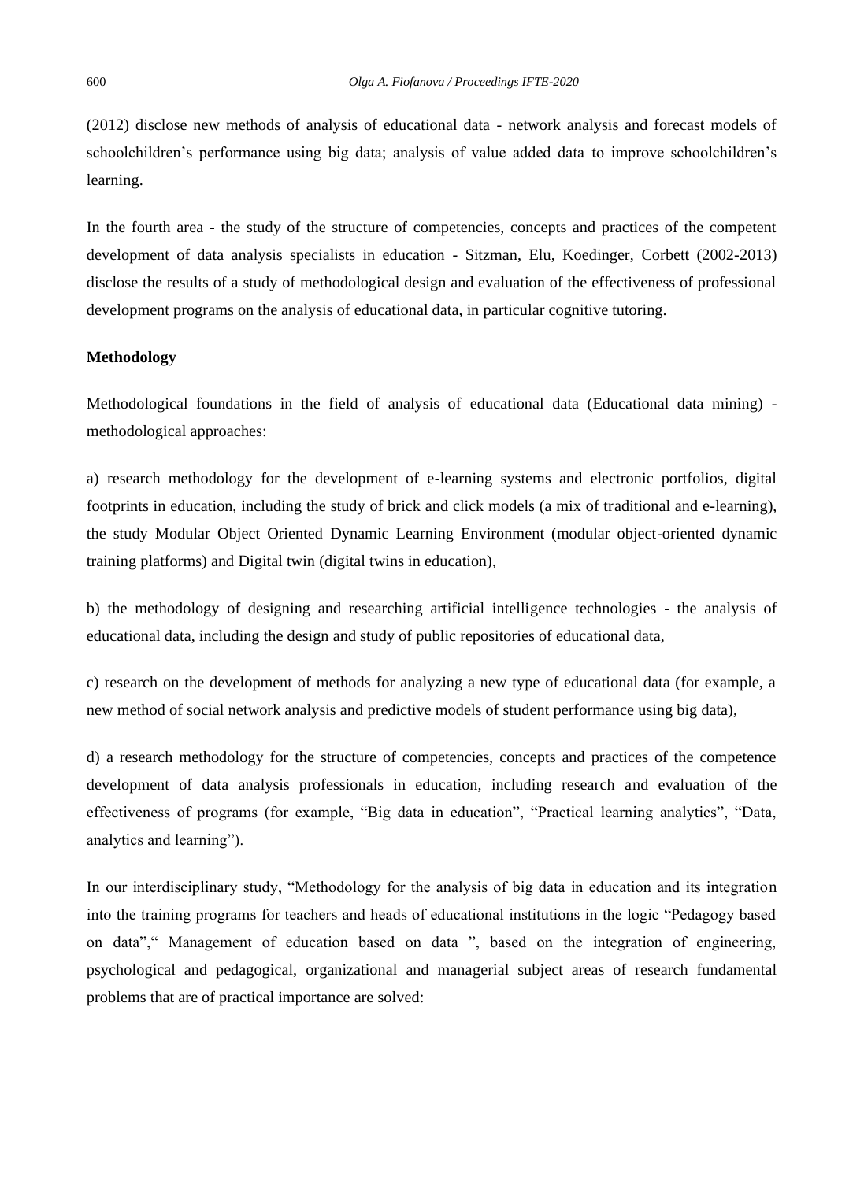(2012) disclose new methods of analysis of educational data - network analysis and forecast models of schoolchildren's performance using big data; analysis of value added data to improve schoolchildren's learning.

In the fourth area - the study of the structure of competencies, concepts and practices of the competent development of data analysis specialists in education - Sitzman, Elu, Koedinger, Corbett (2002-2013) disclose the results of a study of methodological design and evaluation of the effectiveness of professional development programs on the analysis of educational data, in particular cognitive tutoring.

**Methodology**

Methodological foundations in the field of analysis of educational data (Educational data mining) - methodological approaches:

a) research methodology for the development of e-learning systems and electronic portfolios, digital footprints in education, including the study of brick and click models (a mix of traditional and e-learning), the study Modular Object Oriented Dynamic Learning Environment (modular object-oriented dynamic training platforms) and Digital twin (digital twins in education),

b) the methodology of designing and researching artificial intelligence technologies - the analysis of educational data, including the design and study of public repositories of educational data,

c) research on the development of methods for analyzing a new type of educational data (for example, a new method of social network analysis and predictive models of student performance using big data),

d) a research methodology for the structure of competencies, concepts and practices of the competence development of data analysis professionals in education, including research and evaluation of the effectiveness of programs (for example, "Big data in education", "Practical learning analytics", "Data, analytics and learning").

In our interdisciplinary study, "Methodology for the analysis of big data in education and its integration into the training programs for teachers and heads of educational institutions in the logic "Pedagogy based on data"," Management of education based on data ", based on the integration of engineering, psychological and pedagogical, organizational and managerial subject areas of research fundamental problems that are of practical importance are solved: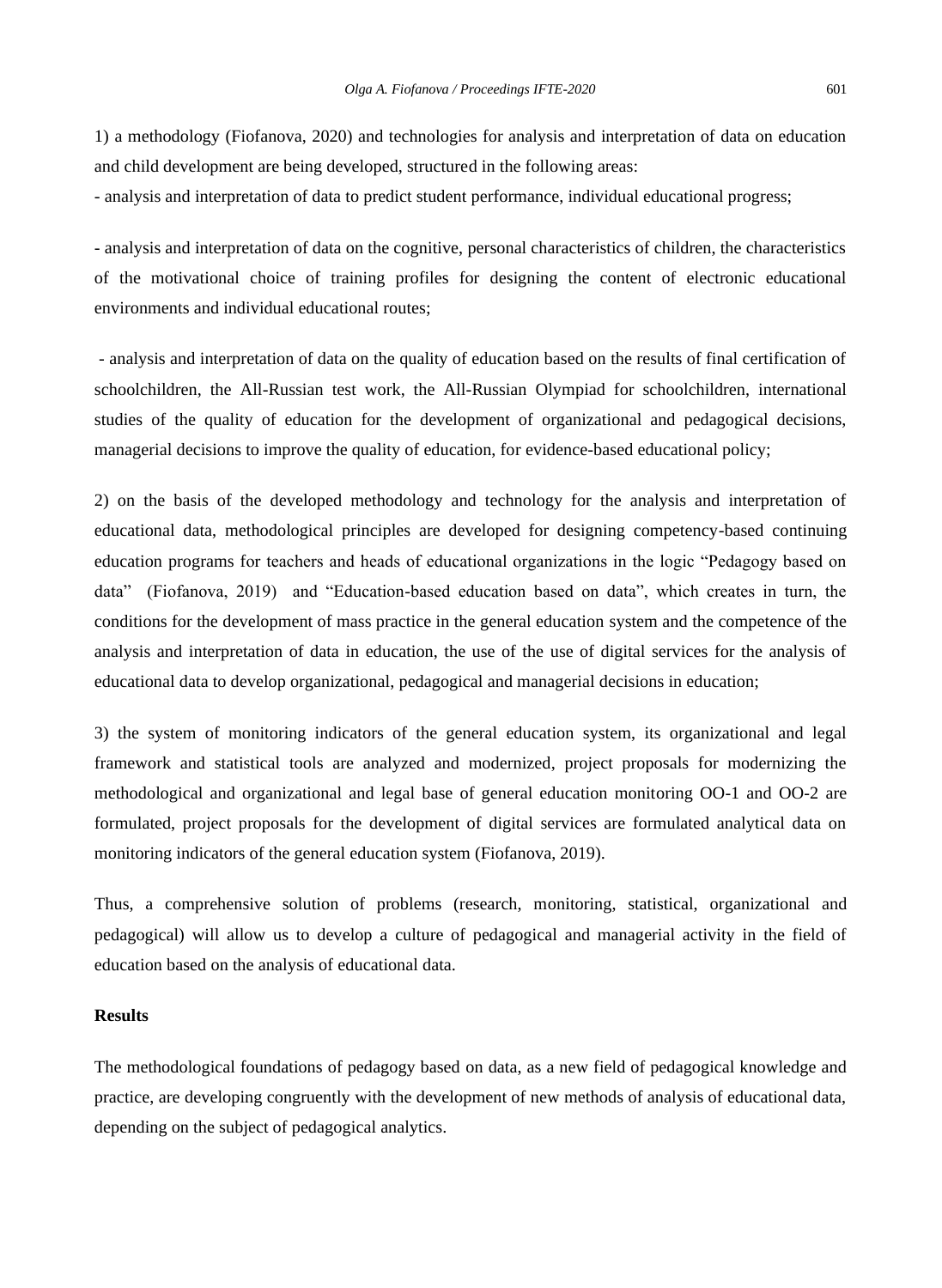1) a methodology (Fiofanova, 2020) and technologies for analysis and interpretation of data on education and child development are being developed, structured in the following areas:

- analysis and interpretation of data to predict student performance, individual educational progress;

- analysis and interpretation of data on the cognitive, personal characteristics of children, the characteristics of the motivational choice of training profiles for designing the content of electronic educational environments and individual educational routes;

- analysis and interpretation of data on the quality of education based on the results of final certification of schoolchildren, the All-Russian test work, the All-Russian Olympiad for schoolchildren, international studies of the quality of education for the development of organizational and pedagogical decisions, managerial decisions to improve the quality of education, for evidence-based educational policy;

2) on the basis of the developed methodology and technology for the analysis and interpretation of educational data, methodological principles are developed for designing competency-based continuing education programs for teachers and heads of educational organizations in the logic "Pedagogy based on data" (Fiofanova, 2019) and "Education-based education based on data", which creates in turn, the conditions for the development of mass practice in the general education system and the competence of the analysis and interpretation of data in education, the use of the use of digital services for the analysis of educational data to develop organizational, pedagogical and managerial decisions in education;

3) the system of monitoring indicators of the general education system, its organizational and legal framework and statistical tools are analyzed and modernized, project proposals for modernizing the methodological and organizational and legal base of general education monitoring OO-1 and OO-2 are formulated, project proposals for the development of digital services are formulated analytical data on monitoring indicators of the general education system (Fiofanova, 2019).

Thus, a comprehensive solution of problems (research, monitoring, statistical, organizational and pedagogical) will allow us to develop a culture of pedagogical and managerial activity in the field of education based on the analysis of educational data.

**Results**

The methodological foundations of pedagogy based on data, as a new field of pedagogical knowledge and practice, are developing congruently with the development of new methods of analysis of educational data, depending on the subject of pedagogical analytics.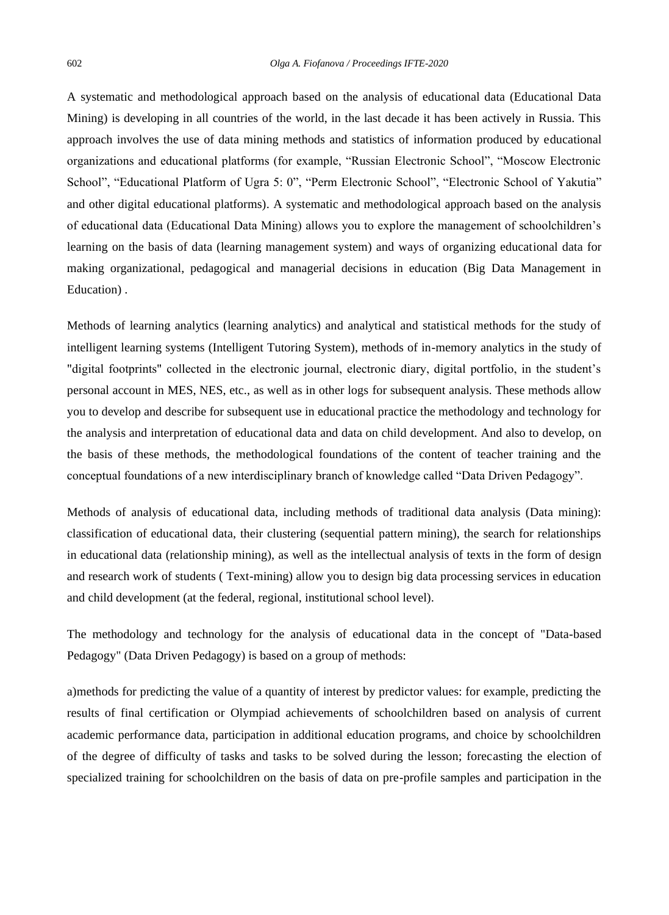A systematic and methodological approach based on the analysis of educational data (Educational Data Mining) is developing in all countries of the world, in the last decade it has been actively in Russia. This approach involves the use of data mining methods and statistics of information produced by educational organizations and educational platforms (for example, “Russian Electronic School”, “Moscow Electronic School”, “Educational Platform of Ugra 5: 0”, “Perm Electronic School”, “Electronic School of Yakutia” and other digital educational platforms). A systematic and methodological approach based on the analysis of educational data (Educational Data Mining) allows you to explore the management of schoolchildren’s learning on the basis of data (learning management system) and ways of organizing educational data for making organizational, pedagogical and managerial decisions in education (Big Data Management in Education) .

Methods of learning analytics (learning analytics) and analytical and statistical methods for the study of intelligent learning systems (Intelligent Tutoring System), methods of in-memory analytics in the study of "digital footprints" collected in the electronic journal, electronic diary, digital portfolio, in the student’s personal account in MES, NES, etc., as well as in other logs for subsequent analysis. These methods allow you to develop and describe for subsequent use in educational practice the methodology and technology for the analysis and interpretation of educational data and data on child development. And also to develop, on the basis of these methods, the methodological foundations of the content of teacher training and the conceptual foundations of a new interdisciplinary branch of knowledge called “Data Driven Pedagogy”.

Methods of analysis of educational data, including methods of traditional data analysis (Data mining): classification of educational data, their clustering (sequential pattern mining), the search for relationships in educational data (relationship mining), as well as the intellectual analysis of texts in the form of design and research work of students ( Text-mining) allow you to design big data processing services in education and child development (at the federal, regional, institutional school level).

The methodology and technology for the analysis of educational data in the concept of "Data-based Pedagogy" (Data Driven Pedagogy) is based on a group of methods:

a)methods for predicting the value of a quantity of interest by predictor values: for example, predicting the results of final certification or Olympiad achievements of schoolchildren based on analysis of current academic performance data, participation in additional education programs, and choice by schoolchildren of the degree of difficulty of tasks and tasks to be solved during the lesson; forecasting the election of specialized training for schoolchildren on the basis of data on pre-profile samples and participation in the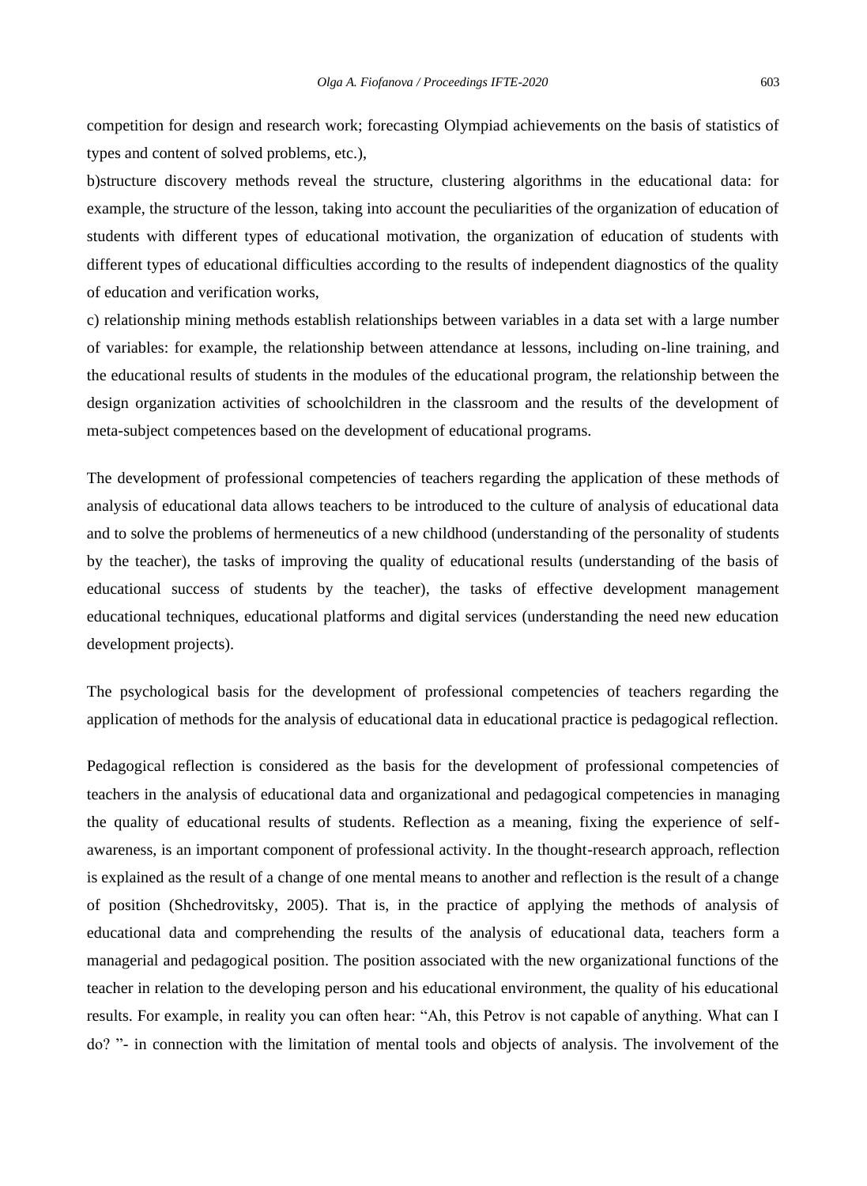competition for design and research work; forecasting Olympiad achievements on the basis of statistics of types and content of solved problems, etc.),

b)structure discovery methods reveal the structure, clustering algorithms in the educational data: for example, the structure of the lesson, taking into account the peculiarities of the organization of education of students with different types of educational motivation, the organization of education of students with different types of educational difficulties according to the results of independent diagnostics of the quality of education and verification works,

c) relationship mining methods establish relationships between variables in a data set with a large number of variables: for example, the relationship between attendance at lessons, including on-line training, and the educational results of students in the modules of the educational program, the relationship between the design organization activities of schoolchildren in the classroom and the results of the development of meta-subject competences based on the development of educational programs.

The development of professional competencies of teachers regarding the application of these methods of analysis of educational data allows teachers to be introduced to the culture of analysis of educational data and to solve the problems of hermeneutics of a new childhood (understanding of the personality of students by the teacher), the tasks of improving the quality of educational results (understanding of the basis of educational success of students by the teacher), the tasks of effective development management educational techniques, educational platforms and digital services (understanding the need new education development projects).

The psychological basis for the development of professional competencies of teachers regarding the application of methods for the analysis of educational data in educational practice is pedagogical reflection.

Pedagogical reflection is considered as the basis for the development of professional competencies of teachers in the analysis of educational data and organizational and pedagogical competencies in managing the quality of educational results of students. Reflection as a meaning, fixing the experience of self-awareness, is an important component of professional activity. In the thought-research approach, reflection is explained as the result of a change of one mental means to another and reflection is the result of a change of position (Shchedrovitsky, 2005). That is, in the practice of applying the methods of analysis of educational data and comprehending the results of the analysis of educational data, teachers form a managerial and pedagogical position. The position associated with the new organizational functions of the teacher in relation to the developing person and his educational environment, the quality of his educational results. For example, in reality you can often hear: "Ah, this Petrov is not capable of anything. What can I do? "- in connection with the limitation of mental tools and objects of analysis. The involvement of the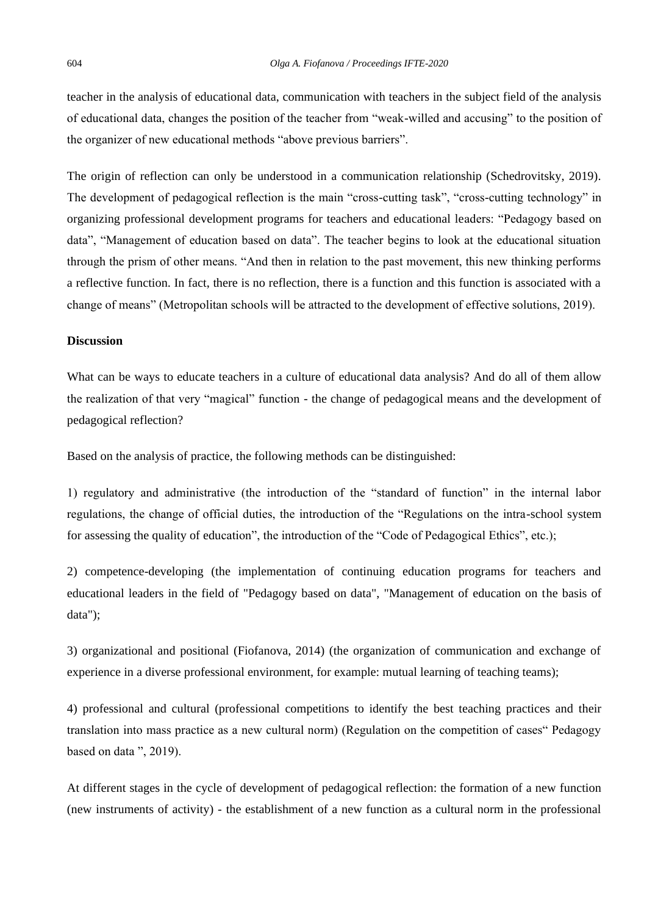teacher in the analysis of educational data, communication with teachers in the subject field of the analysis of educational data, changes the position of the teacher from "weak-willed and accusing" to the position of the organizer of new educational methods "above previous barriers".

The origin of reflection can only be understood in a communication relationship (Schedrovitsky, 2019). The development of pedagogical reflection is the main "cross-cutting task", "cross-cutting technology" in organizing professional development programs for teachers and educational leaders: "Pedagogy based on data", "Management of education based on data". The teacher begins to look at the educational situation through the prism of other means. "And then in relation to the past movement, this new thinking performs a reflective function. In fact, there is no reflection, there is a function and this function is associated with a change of means" (Metropolitan schools will be attracted to the development of effective solutions, 2019).

**Discussion**

What can be ways to educate teachers in a culture of educational data analysis? And do all of them allow the realization of that very "magical" function - the change of pedagogical means and the development of pedagogical reflection?

Based on the analysis of practice, the following methods can be distinguished:

1) regulatory and administrative (the introduction of the "standard of function" in the internal labor regulations, the change of official duties, the introduction of the "Regulations on the intra-school system for assessing the quality of education", the introduction of the "Code of Pedagogical Ethics", etc.);

2) competence-developing (the implementation of continuing education programs for teachers and educational leaders in the field of "Pedagogy based on data", "Management of education on the basis of data");

3) organizational and positional (Fiofanova, 2014) (the organization of communication and exchange of experience in a diverse professional environment, for example: mutual learning of teaching teams);

4) professional and cultural (professional competitions to identify the best teaching practices and their translation into mass practice as a new cultural norm) (Regulation on the competition of cases" Pedagogy based on data ", 2019).

At different stages in the cycle of development of pedagogical reflection: the formation of a new function (new instruments of activity) - the establishment of a new function as a cultural norm in the professional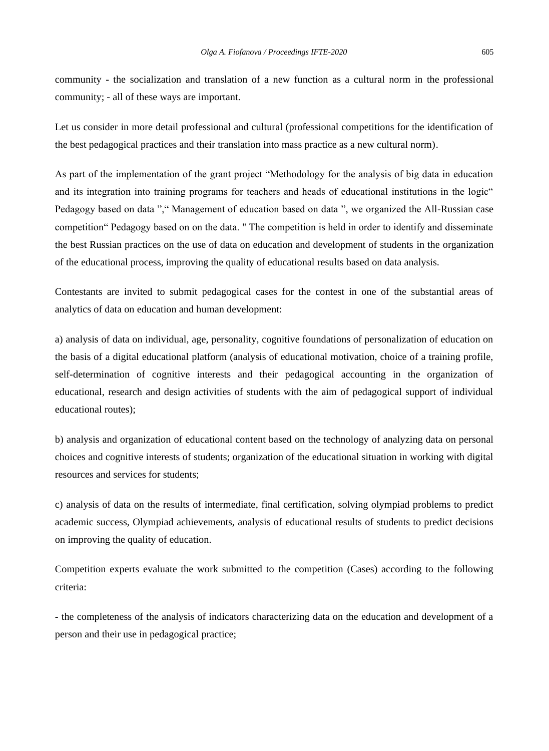community - the socialization and translation of a new function as a cultural norm in the professional community; - all of these ways are important.

Let us consider in more detail professional and cultural (professional competitions for the identification of the best pedagogical practices and their translation into mass practice as a new cultural norm).

As part of the implementation of the grant project "Methodology for the analysis of big data in education and its integration into training programs for teachers and heads of educational institutions in the logic" Pedagogy based on data "," Management of education based on data ", we organized the All-Russian case competition" Pedagogy based on on the data. " The competition is held in order to identify and disseminate the best Russian practices on the use of data on education and development of students in the organization of the educational process, improving the quality of educational results based on data analysis.

Contestants are invited to submit pedagogical cases for the contest in one of the substantial areas of analytics of data on education and human development:

a) analysis of data on individual, age, personality, cognitive foundations of personalization of education on the basis of a digital educational platform (analysis of educational motivation, choice of a training profile, self-determination of cognitive interests and their pedagogical accounting in the organization of educational, research and design activities of students with the aim of pedagogical support of individual educational routes);

b) analysis and organization of educational content based on the technology of analyzing data on personal choices and cognitive interests of students; organization of the educational situation in working with digital resources and services for students;

c) analysis of data on the results of intermediate, final certification, solving olympiad problems to predict academic success, Olympiad achievements, analysis of educational results of students to predict decisions on improving the quality of education.

Competition experts evaluate the work submitted to the competition (Cases) according to the following criteria:

- the completeness of the analysis of indicators characterizing data on the education and development of a person and their use in pedagogical practice;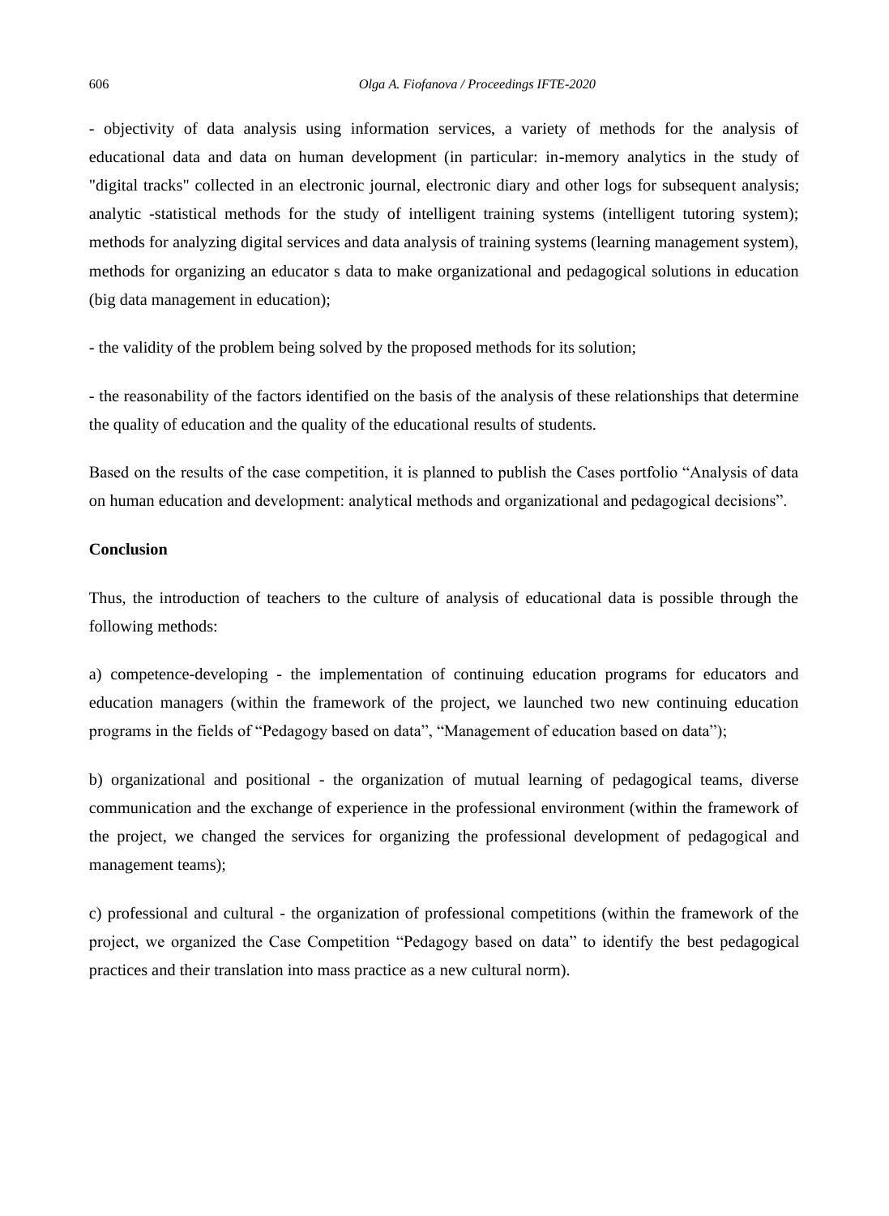- objectivity of data analysis using information services, a variety of methods for the analysis of educational data and data on human development (in particular: in-memory analytics in the study of "digital tracks" collected in an electronic journal, electronic diary and other logs for subsequent analysis; analytic -statistical methods for the study of intelligent training systems (intelligent tutoring system); methods for analyzing digital services and data analysis of training systems (learning management system), methods for organizing an educator s data to make organizational and pedagogical solutions in education (big data management in education);

- the validity of the problem being solved by the proposed methods for its solution;

- the reasonability of the factors identified on the basis of the analysis of these relationships that determine the quality of education and the quality of the educational results of students.

Based on the results of the case competition, it is planned to publish the Cases portfolio “Analysis of data on human education and development: analytical methods and organizational and pedagogical decisions”.

**Conclusion**

Thus, the introduction of teachers to the culture of analysis of educational data is possible through the following methods:

a) competence-developing - the implementation of continuing education programs for educators and education managers (within the framework of the project, we launched two new continuing education programs in the fields of “Pedagogy based on data”, “Management of education based on data”);

b) organizational and positional - the organization of mutual learning of pedagogical teams, diverse communication and the exchange of experience in the professional environment (within the framework of the project, we changed the services for organizing the professional development of pedagogical and management teams);

c) professional and cultural - the organization of professional competitions (within the framework of the project, we organized the Case Competition “Pedagogy based on data” to identify the best pedagogical practices and their translation into mass practice as a new cultural norm).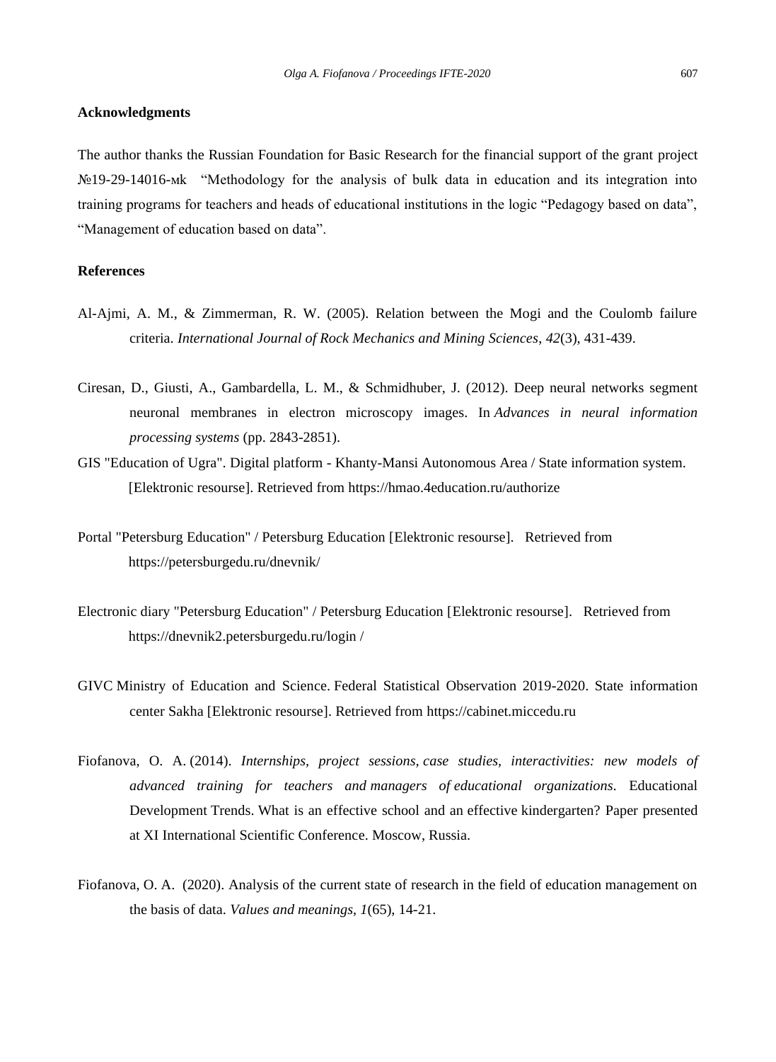## Acknowledgments

The author thanks the Russian Foundation for Basic Research for the financial support of the grant project №19-29-14016-мк "Methodology for the analysis of bulk data in education and its integration into training programs for teachers and heads of educational institutions in the logic "Pedagogy based on data", "Management of education based on data".

## References

Al-Ajmi, A. M., & Zimmerman, R. W. (2005). Relation between the Mogi and the Coulomb failure criteria. *International Journal of Rock Mechanics and Mining Sciences*, *42*(3), 431-439.

Ciresan, D., Giusti, A., Gambardella, L. M., & Schmidhuber, J. (2012). Deep neural networks segment neuronal membranes in electron microscopy images. In *Advances in neural information processing systems* (pp. 2843-2851).

GIS "Education of Ugra". Digital platform - Khanty-Mansi Autonomous Area / State information system. [Elektronic resourse]. Retrieved from https://hmao.4education.ru/authorize

Portal "Petersburg Education" / Petersburg Education [Elektronic resourse]. Retrieved from https://petersburgedu.ru/dnevnik/

Electronic diary "Petersburg Education" / Petersburg Education [Elektronic resourse]. Retrieved from https://dnevnik2.petersburgedu.ru/login /

GIVC Ministry of Education and Science. Federal Statistical Observation 2019-2020. State information center Sakha [Elektronic resourse]. Retrieved from https://cabinet.miccedu.ru

Fiofanova, O. A. (2014). *Internships, project sessions, case studies, interactivities: new models of advanced training for teachers and managers of educational organizations.* Educational Development Trends. What is an effective school and an effective kindergarten? Paper presented at XI International Scientific Conference. Moscow, Russia.

Fiofanova, O. A. (2020). Analysis of the current state of research in the field of education management on the basis of data. *Values and meanings*, *1*(65), 14-21.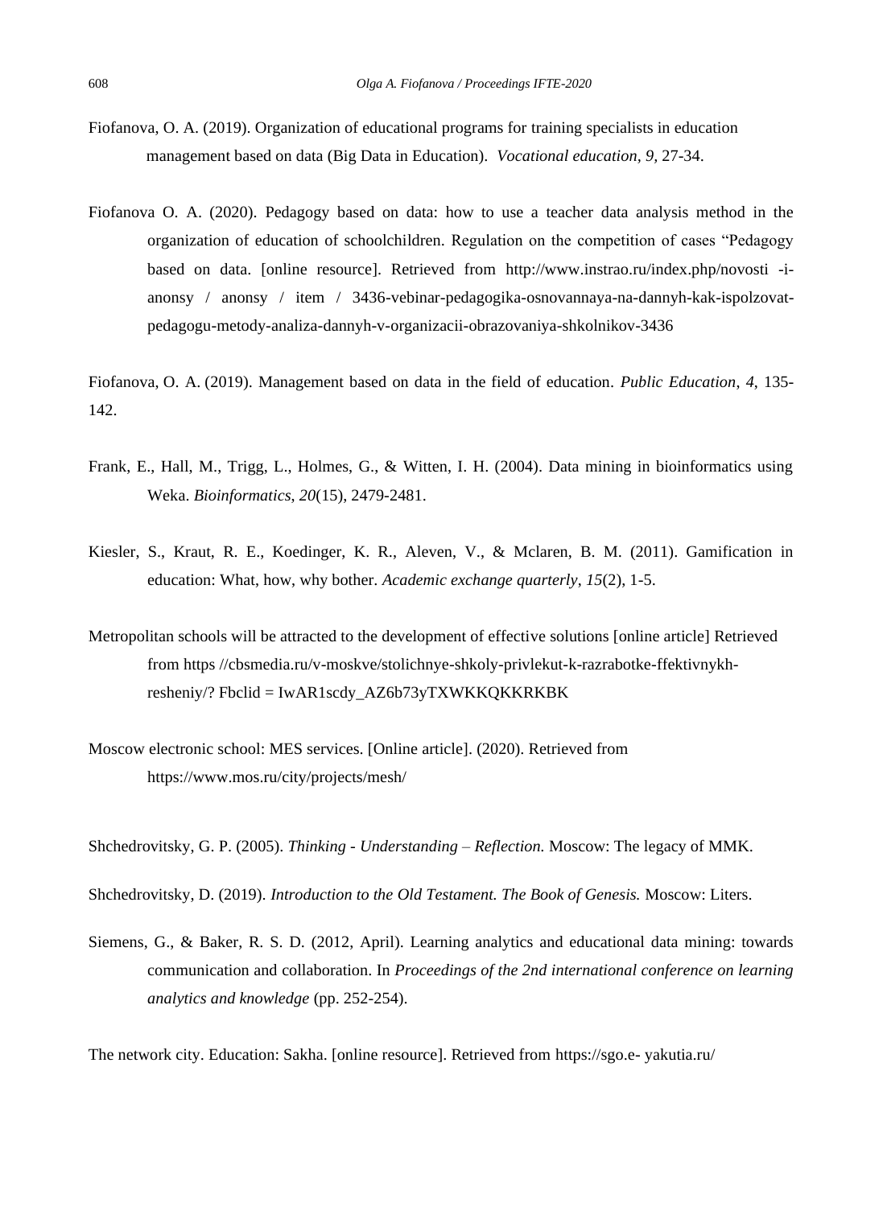Fiofanova, O. A. (2019). Organization of educational programs for training specialists in education management based on data (Big Data in Education). *Vocational education, 9,* 27-34.

Fiofanova O. A. (2020). Pedagogy based on data: how to use a teacher data analysis method in the organization of education of schoolchildren. Regulation on the competition of cases "Pedagogy based on data. [online resource]. Retrieved from http://www.instrao.ru/index.php/novosti -i-anonsy / anonsy / item / 3436-vebinar-pedagogika-osnovannaya-na-dannyh-kak-ispolzovat-pedagogu-metody-analiza-dannyh-v-organizacii-obrazovaniya-shkolnikov-3436

Fiofanova, O. A. (2019). Management based on data in the field of education. *Public Education*, *4*, 135-142.

Frank, E., Hall, M., Trigg, L., Holmes, G., & Witten, I. H. (2004). Data mining in bioinformatics using Weka. *Bioinformatics*, *20*(15), 2479-2481.

Kiesler, S., Kraut, R. E., Koedinger, K. R., Aleven, V., & Mclaren, B. M. (2011). Gamification in education: What, how, why bother. *Academic exchange quarterly*, *15*(2), 1-5.

Metropolitan schools will be attracted to the development of effective solutions [online article] Retrieved from https //cbsmedia.ru/v-moskve/stolichnye-shkoly-privlekut-k-razrabotke-ffektivnykh-resheniy/? Fbclid = IwAR1scdy_AZ6b73yTXWKKQKKRKBK

Moscow electronic school: MES services. [Online article]. (2020). Retrieved from https://www.mos.ru/city/projects/mesh/

Shchedrovitsky, G. P. (2005). *Thinking - Understanding – Reflection.* Moscow: The legacy of MMK.

Shchedrovitsky, D. (2019). *Introduction to the Old Testament. The Book of Genesis.* Moscow: Liters.

Siemens, G., & Baker, R. S. D. (2012, April). Learning analytics and educational data mining: towards communication and collaboration. In *Proceedings of the 2nd international conference on learning analytics and knowledge* (pp. 252-254).

The network city. Education: Sakha. [online resource]. Retrieved from https://sgo.e- yakutia.ru/